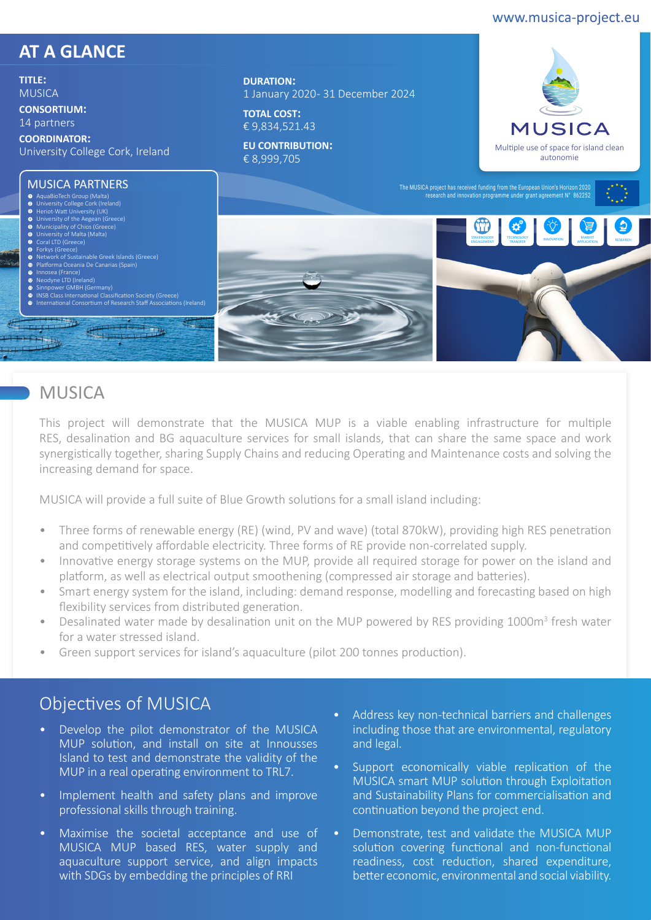www.musica-project.eu

## AT A GLANCE

**TITLE:**
MUSICA

**CONSORTIUM:**
14 partners

**COORDINATOR:**
University College Cork, Ireland

**DURATION:**
1 January 2020- 31 December 2024

**TOTAL COST:**
€ 9,834,521.43

**EU CONTRIBUTION:**
€ 8,999,705

MUSICA
Multiple use of space for island clean autonomie

The MUSICA project has received funding from the European Union's Horizon 2020 research and innovation programme under grant agreement N° 862252

### MUSICA PARTNERS

1. AquaBioTech Group (Malta)
2. University College Cork (Ireland)
3. Heriot-Watt University (UK)
4. University of the Aegean (Greece)
5. Municipality of Chios (Greece)
6. University of Malta (Malta)
7. Coral LTD (Greece)
8. Forkys (Greece)
9. Network of Sustainable Greek Islands (Greece)
10. Platforma Oceania De Canarias (Spain)
11. Innosea (France)
12. Neodyne LTD (Ireland)
13. Sinnpower GMBH (Germany)
14. INSB Class International Classification Society (Greece)
15. International Consortium of Research Staff Associations (Ireland)

STAKEHOLDER ENGAGEMENT · TECHNOLOGY TRANSFER · INNOVATION · MARKET APPLICATION · RESEARCH

## MUSICA

This project will demonstrate that the MUSICA MUP is a viable enabling infrastructure for multiple RES, desalination and BG aquaculture services for small islands, that can share the same space and work synergistically together, sharing Supply Chains and reducing Operating and Maintenance costs and solving the increasing demand for space.

MUSICA will provide a full suite of Blue Growth solutions for a small island including:

- Three forms of renewable energy (RE) (wind, PV and wave) (total 870kW), providing high RES penetration and competitively affordable electricity. Three forms of RE provide non-correlated supply.
- Innovative energy storage systems on the MUP, provide all required storage for power on the island and platform, as well as electrical output smoothening (compressed air storage and batteries).
- Smart energy system for the island, including: demand response, modelling and forecasting based on high flexibility services from distributed generation.
- Desalinated water made by desalination unit on the MUP powered by RES providing 1000m$^3$ fresh water for a water stressed island.
- Green support services for island's aquaculture (pilot 200 tonnes production).

## Objectives of MUSICA

- Develop the pilot demonstrator of the MUSICA MUP solution, and install on site at Innousses Island to test and demonstrate the validity of the MUP in a real operating environment to TRL7.
- Implement health and safety plans and improve professional skills through training.
- Maximise the societal acceptance and use of MUSICA MUP based RES, water supply and aquaculture support service, and align impacts with SDGs by embedding the principles of RRI
- Address key non-technical barriers and challenges including those that are environmental, regulatory and legal.
- Support economically viable replication of the MUSICA smart MUP solution through Exploitation and Sustainability Plans for commercialisation and continuation beyond the project end.
- Demonstrate, test and validate the MUSICA MUP solution covering functional and non-functional readiness, cost reduction, shared expenditure, better economic, environmental and social viability.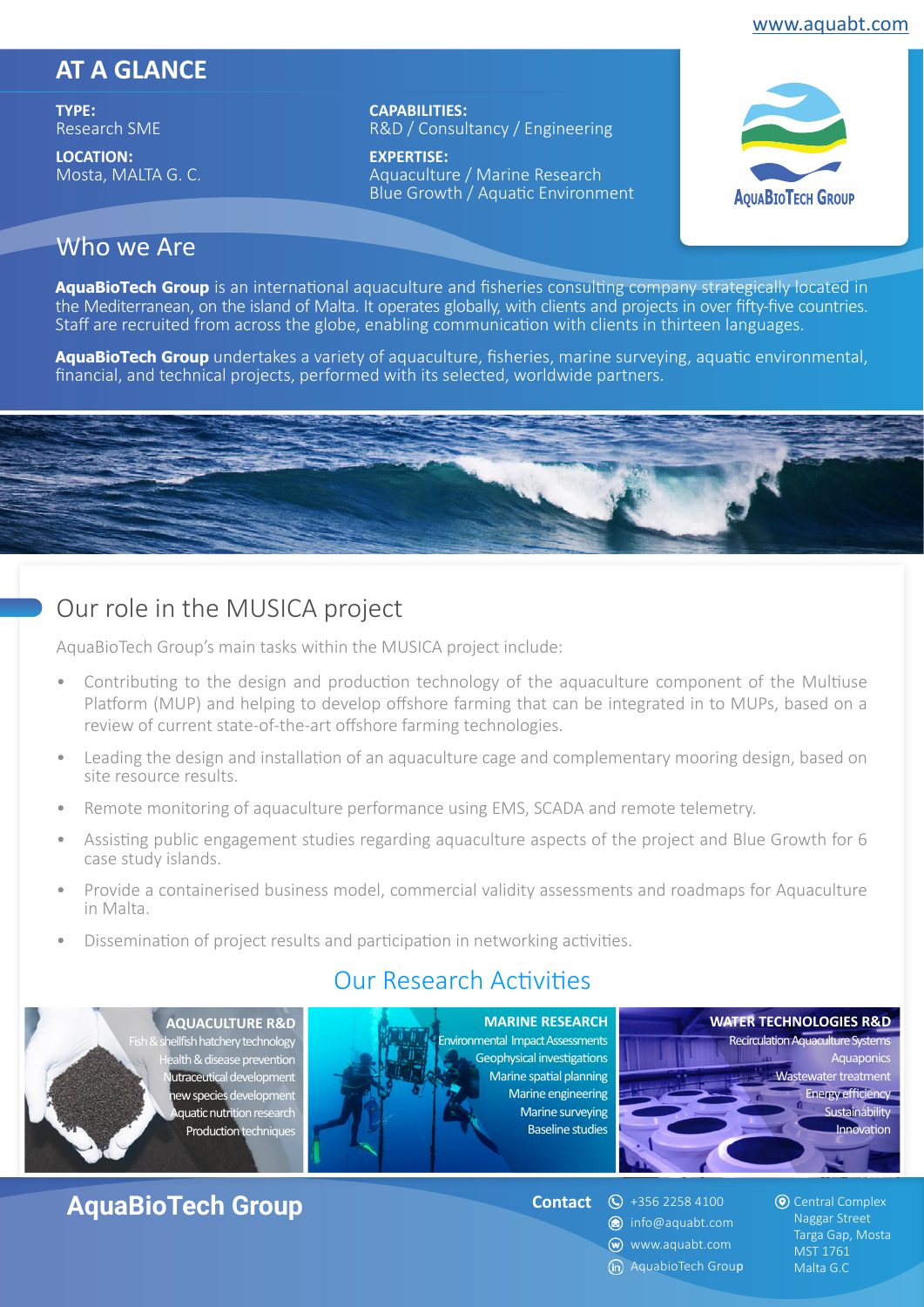www.aquabt.com

## AT A GLANCE

**TYPE:**
Research SME

**LOCATION:**
Mosta, MALTA G. C.

**CAPABILITIES:**
R&D / Consultancy / Engineering

**EXPERTISE:**
Aquaculture / Marine Research
Blue Growth / Aquatic Environment

AquaBioTech Group

## Who we Are

**AquaBioTech Group** is an international aquaculture and fisheries consulting company strategically located in the Mediterranean, on the island of Malta. It operates globally, with clients and projects in over fifty-five countries. Staff are recruited from across the globe, enabling communication with clients in thirteen languages.

**AquaBioTech Group** undertakes a variety of aquaculture, fisheries, marine surveying, aquatic environmental, financial, and technical projects, performed with its selected, worldwide partners.

## Our role in the MUSICA project

AquaBioTech Group's main tasks within the MUSICA project include:

- Contributing to the design and production technology of the aquaculture component of the Multiuse Platform (MUP) and helping to develop offshore farming that can be integrated in to MUPs, based on a review of current state-of-the-art offshore farming technologies.
- Leading the design and installation of an aquaculture cage and complementary mooring design, based on site resource results.
- Remote monitoring of aquaculture performance using EMS, SCADA and remote telemetry.
- Assisting public engagement studies regarding aquaculture aspects of the project and Blue Growth for 6 case study islands.
- Provide a containerised business model, commercial validity assessments and roadmaps for Aquaculture in Malta.
- Dissemination of project results and participation in networking activities.

## Our Research Activities

**AQUACULTURE R&D**
Fish & shellfish hatchery technology
Health & disease prevention
Nutraceutical development
new species development
Aquatic nutrition research
Production techniques

**MARINE RESEARCH**
Environmental Impact Assessments
Geophysical investigations
Marine spatial planning
Marine engineering
Marine surveying
Baseline studies

**WATER TECHNOLOGIES R&D**
Recirculation Aquaculture Systems
Aquaponics
Wastewater treatment
Energy efficiency
Sustainability
Innovation

**AquaBioTech Group**

**Contact**
+356 2258 4100
info@aquabt.com
www.aquabt.com
AquabioTech Group

Central Complex
Naggar Street
Targa Gap, Mosta
MST 1761
Malta G.C